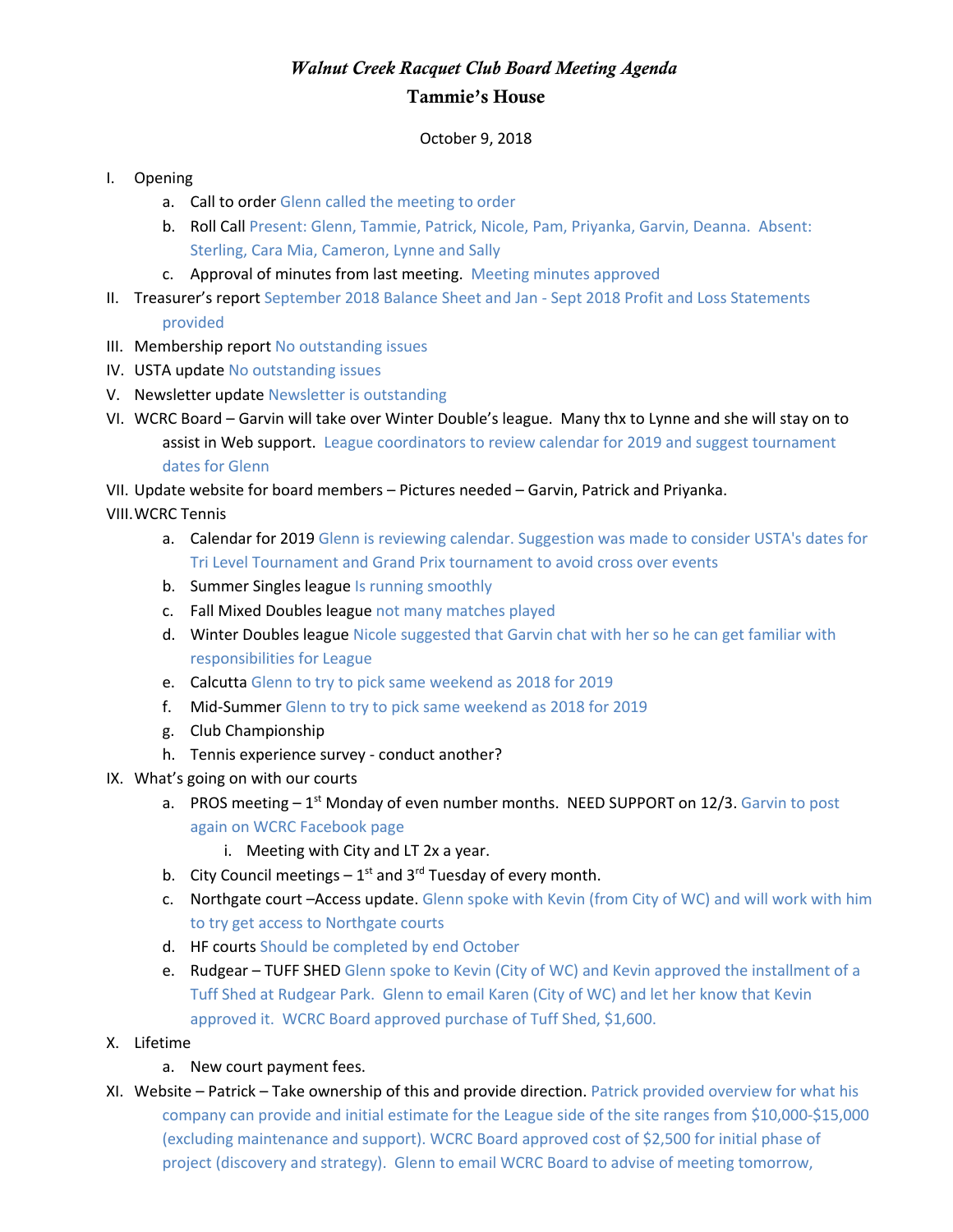# *Walnut Creek Racquet Club Board Meeting Agenda*

## Tammie's House

October 9, 2018

I. Opening
   a. Call to order Glenn called the meeting to order
   b. Roll Call Present: Glenn, Tammie, Patrick, Nicole, Pam, Priyanka, Garvin, Deanna. Absent: Sterling, Cara Mia, Cameron, Lynne and Sally
   c. Approval of minutes from last meeting. Meeting minutes approved

II. Treasurer's report September 2018 Balance Sheet and Jan - Sept 2018 Profit and Loss Statements provided

III. Membership report No outstanding issues

IV. USTA update No outstanding issues

V. Newsletter update Newsletter is outstanding

VI. WCRC Board – Garvin will take over Winter Double's league. Many thx to Lynne and she will stay on to assist in Web support. League coordinators to review calendar for 2019 and suggest tournament dates for Glenn

VII. Update website for board members – Pictures needed – Garvin, Patrick and Priyanka.

VIII. WCRC Tennis
   a. Calendar for 2019 Glenn is reviewing calendar. Suggestion was made to consider USTA's dates for Tri Level Tournament and Grand Prix tournament to avoid cross over events
   b. Summer Singles league Is running smoothly
   c. Fall Mixed Doubles league not many matches played
   d. Winter Doubles league Nicole suggested that Garvin chat with her so he can get familiar with responsibilities for League
   e. Calcutta Glenn to try to pick same weekend as 2018 for 2019
   f. Mid-Summer Glenn to try to pick same weekend as 2018 for 2019
   g. Club Championship
   h. Tennis experience survey - conduct another?

IX. What's going on with our courts
   a. PROS meeting – 1st Monday of even number months. NEED SUPPORT on 12/3. Garvin to post again on WCRC Facebook page
      i. Meeting with City and LT 2x a year.
   b. City Council meetings – 1st and 3rd Tuesday of every month.
   c. Northgate court –Access update. Glenn spoke with Kevin (from City of WC) and will work with him to try get access to Northgate courts
   d. HF courts Should be completed by end October
   e. Rudgear – TUFF SHED Glenn spoke to Kevin (City of WC) and Kevin approved the installment of a Tuff Shed at Rudgear Park. Glenn to email Karen (City of WC) and let her know that Kevin approved it. WCRC Board approved purchase of Tuff Shed, $1,600.

X. Lifetime
   a. New court payment fees.

XI. Website – Patrick – Take ownership of this and provide direction. Patrick provided overview for what his company can provide and initial estimate for the League side of the site ranges from $10,000-$15,000 (excluding maintenance and support). WCRC Board approved cost of $2,500 for initial phase of project (discovery and strategy). Glenn to email WCRC Board to advise of meeting tomorrow,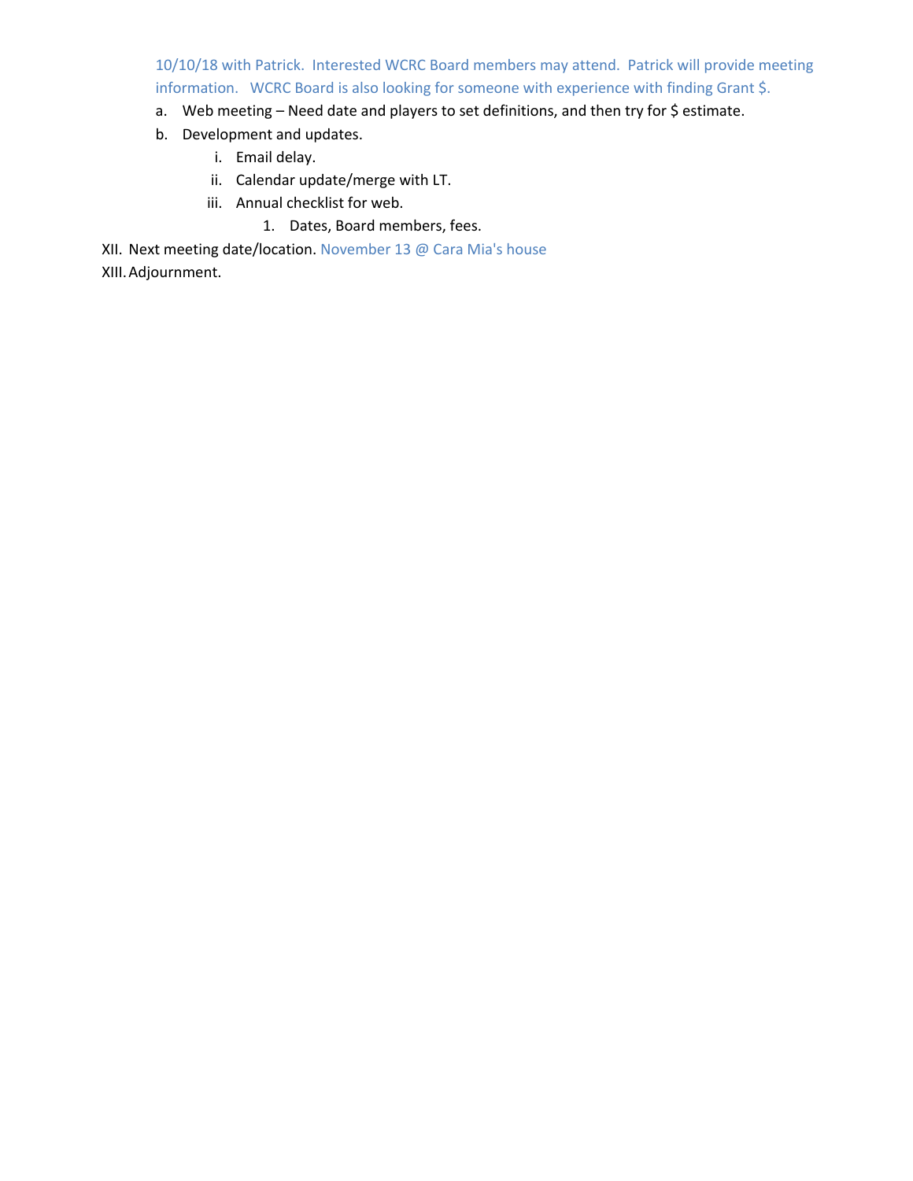10/10/18 with Patrick. Interested WCRC Board members may attend. Patrick will provide meeting information. WCRC Board is also looking for someone with experience with finding Grant $.

a. Web meeting – Need date and players to set definitions, and then try for $ estimate.
b. Development and updates.
   i. Email delay.
   ii. Calendar update/merge with LT.
   iii. Annual checklist for web.
      1. Dates, Board members, fees.

XII. Next meeting date/location. November 13 @ Cara Mia's house

XIII. Adjournment.